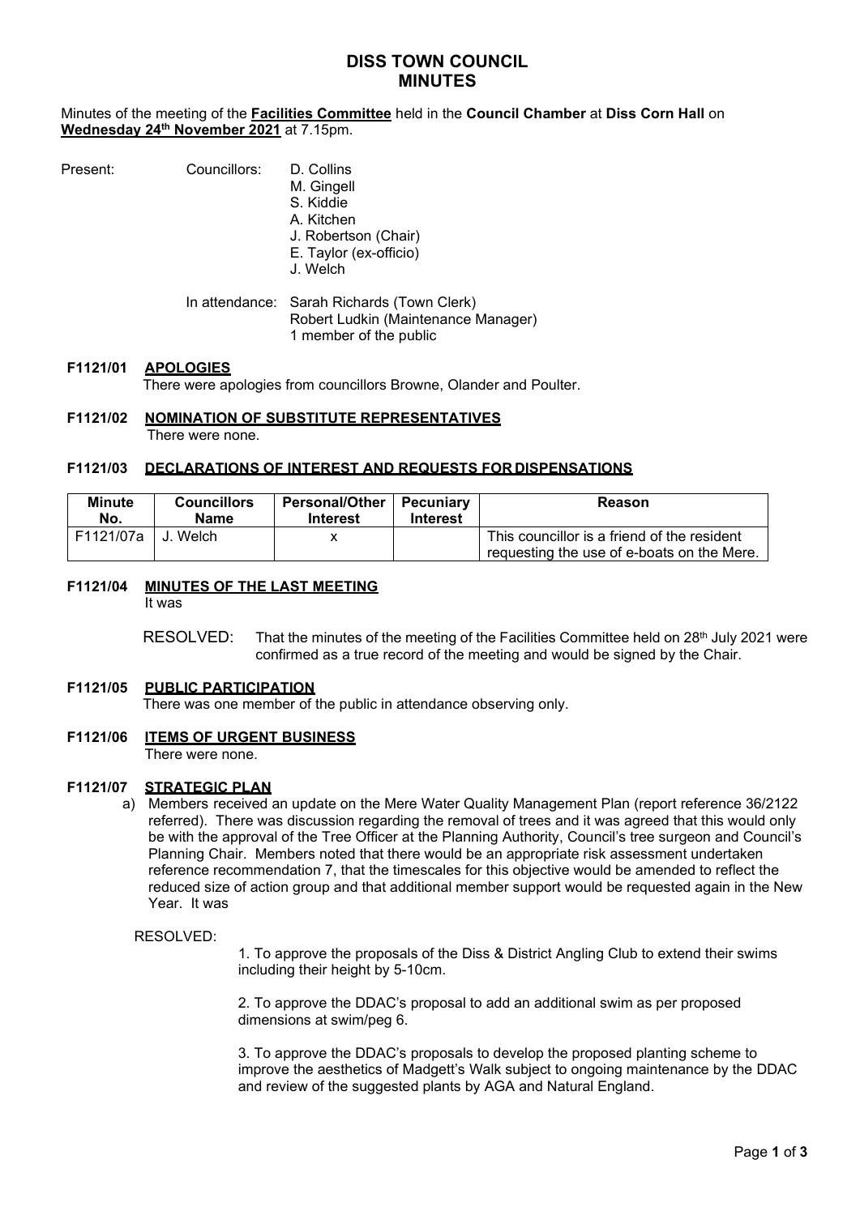# DISS TOWN COUNCIL
# MINUTES

Minutes of the meeting of the **Facilities Committee** held in the **Council Chamber** at **Diss Corn Hall** on **Wednesday 24th November 2021** at 7.15pm.

Present: Councillors:
- D. Collins
- M. Gingell
- S. Kiddie
- A. Kitchen
- J. Robertson (Chair)
- E. Taylor (ex-officio)
- J. Welch

In attendance:
- Sarah Richards (Town Clerk)
- Robert Ludkin (Maintenance Manager)
- 1 member of the public

## F1121/01 APOLOGIES

There were apologies from councillors Browne, Olander and Poulter.

## F1121/02 NOMINATION OF SUBSTITUTE REPRESENTATIVES

There were none.

## F1121/03 DECLARATIONS OF INTEREST AND REQUESTS FOR DISPENSATIONS

| Minute No. | Councillors Name | Personal/Other Interest | Pecuniary Interest | Reason |
|---|---|---|---|---|
| F1121/07a | J. Welch | x | | This councillor is a friend of the resident requesting the use of e-boats on the Mere. |

## F1121/04 MINUTES OF THE LAST MEETING

It was

RESOLVED: That the minutes of the meeting of the Facilities Committee held on 28th July 2021 were confirmed as a true record of the meeting and would be signed by the Chair.

## F1121/05 PUBLIC PARTICIPATION

There was one member of the public in attendance observing only.

## F1121/06 ITEMS OF URGENT BUSINESS

There were none.

## F1121/07 STRATEGIC PLAN

a) Members received an update on the Mere Water Quality Management Plan (report reference 36/2122 referred). There was discussion regarding the removal of trees and it was agreed that this would only be with the approval of the Tree Officer at the Planning Authority, Council's tree surgeon and Council's Planning Chair. Members noted that there would be an appropriate risk assessment undertaken reference recommendation 7, that the timescales for this objective would be amended to reflect the reduced size of action group and that additional member support would be requested again in the New Year. It was

RESOLVED:

1. To approve the proposals of the Diss & District Angling Club to extend their swims including their height by 5-10cm.

2. To approve the DDAC's proposal to add an additional swim as per proposed dimensions at swim/peg 6.

3. To approve the DDAC's proposals to develop the proposed planting scheme to improve the aesthetics of Madgett's Walk subject to ongoing maintenance by the DDAC and review of the suggested plants by AGA and Natural England.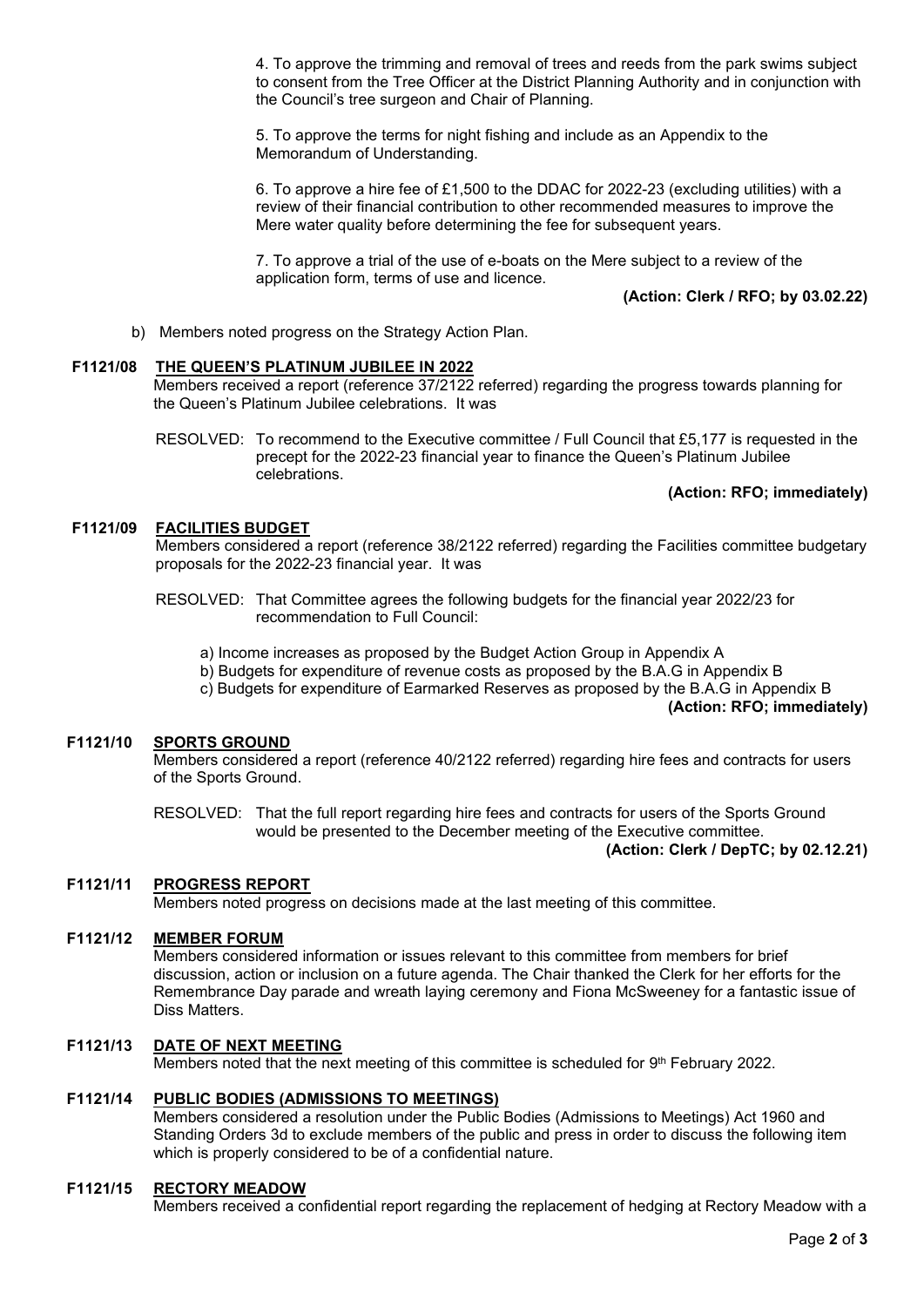4. To approve the trimming and removal of trees and reeds from the park swims subject to consent from the Tree Officer at the District Planning Authority and in conjunction with the Council's tree surgeon and Chair of Planning.

5. To approve the terms for night fishing and include as an Appendix to the Memorandum of Understanding.

6. To approve a hire fee of £1,500 to the DDAC for 2022-23 (excluding utilities) with a review of their financial contribution to other recommended measures to improve the Mere water quality before determining the fee for subsequent years.

7. To approve a trial of the use of e-boats on the Mere subject to a review of the application form, terms of use and licence.

**(Action: Clerk / RFO; by 03.02.22)**

b) Members noted progress on the Strategy Action Plan.

**F1121/08 THE QUEEN'S PLATINUM JUBILEE IN 2022**

Members received a report (reference 37/2122 referred) regarding the progress towards planning for the Queen's Platinum Jubilee celebrations. It was

RESOLVED: To recommend to the Executive committee / Full Council that £5,177 is requested in the precept for the 2022-23 financial year to finance the Queen's Platinum Jubilee celebrations.

**(Action: RFO; immediately)**

**F1121/09 FACILITIES BUDGET**

Members considered a report (reference 38/2122 referred) regarding the Facilities committee budgetary proposals for the 2022-23 financial year. It was

RESOLVED: That Committee agrees the following budgets for the financial year 2022/23 for recommendation to Full Council:

a) Income increases as proposed by the Budget Action Group in Appendix A
b) Budgets for expenditure of revenue costs as proposed by the B.A.G in Appendix B
c) Budgets for expenditure of Earmarked Reserves as proposed by the B.A.G in Appendix B

**(Action: RFO; immediately)**

**F1121/10 SPORTS GROUND**

Members considered a report (reference 40/2122 referred) regarding hire fees and contracts for users of the Sports Ground.

RESOLVED: That the full report regarding hire fees and contracts for users of the Sports Ground would be presented to the December meeting of the Executive committee.

**(Action: Clerk / DepTC; by 02.12.21)**

**F1121/11 PROGRESS REPORT**

Members noted progress on decisions made at the last meeting of this committee.

**F1121/12 MEMBER FORUM**

Members considered information or issues relevant to this committee from members for brief discussion, action or inclusion on a future agenda. The Chair thanked the Clerk for her efforts for the Remembrance Day parade and wreath laying ceremony and Fiona McSweeney for a fantastic issue of Diss Matters.

**F1121/13 DATE OF NEXT MEETING**

Members noted that the next meeting of this committee is scheduled for 9th February 2022.

**F1121/14 PUBLIC BODIES (ADMISSIONS TO MEETINGS)**

Members considered a resolution under the Public Bodies (Admissions to Meetings) Act 1960 and Standing Orders 3d to exclude members of the public and press in order to discuss the following item which is properly considered to be of a confidential nature.

**F1121/15 RECTORY MEADOW**

Members received a confidential report regarding the replacement of hedging at Rectory Meadow with a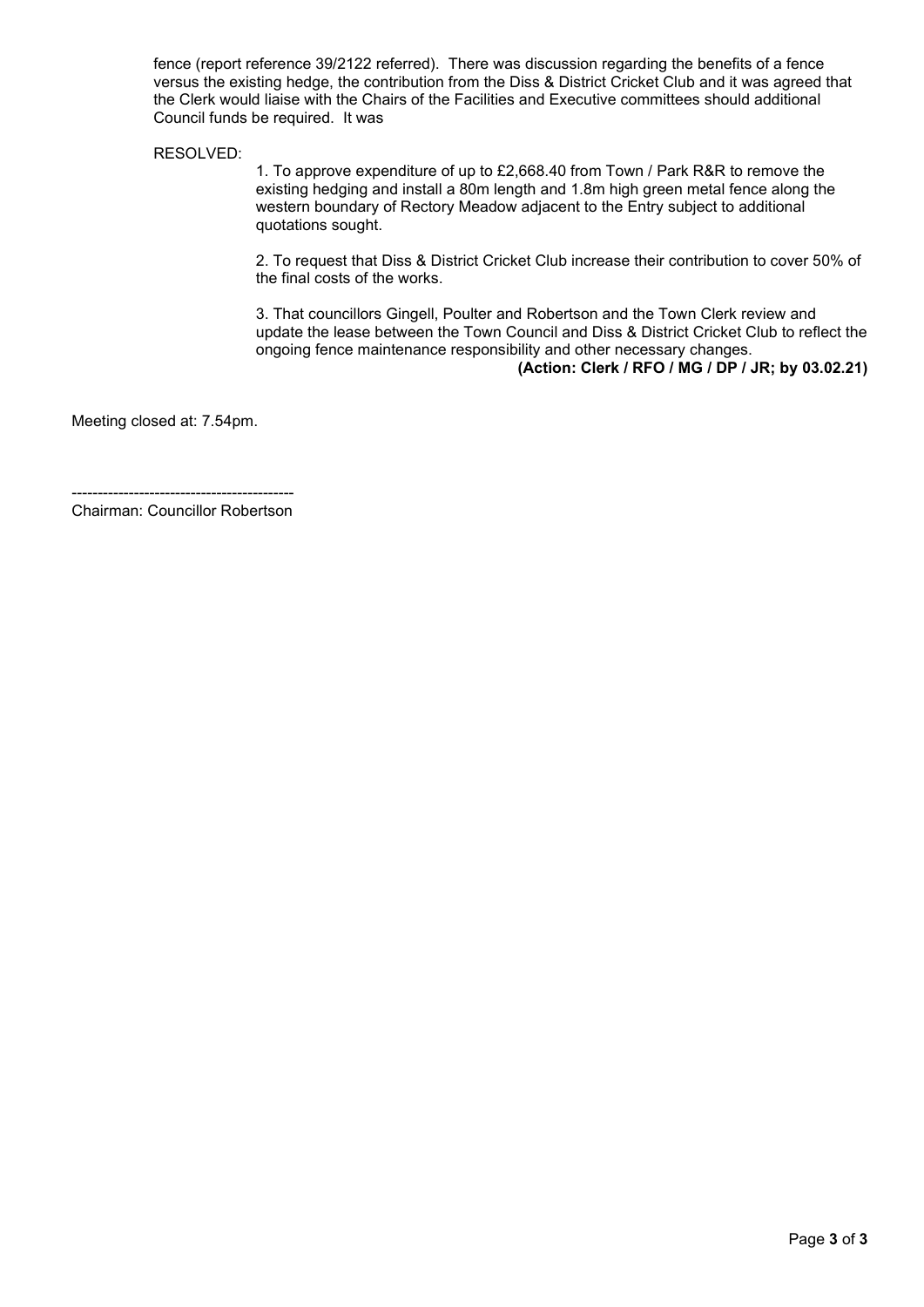fence (report reference 39/2122 referred). There was discussion regarding the benefits of a fence versus the existing hedge, the contribution from the Diss & District Cricket Club and it was agreed that the Clerk would liaise with the Chairs of the Facilities and Executive committees should additional Council funds be required. It was

RESOLVED:

1. To approve expenditure of up to £2,668.40 from Town / Park R&R to remove the existing hedging and install a 80m length and 1.8m high green metal fence along the western boundary of Rectory Meadow adjacent to the Entry subject to additional quotations sought.

2. To request that Diss & District Cricket Club increase their contribution to cover 50% of the final costs of the works.

3. That councillors Gingell, Poulter and Robertson and the Town Clerk review and update the lease between the Town Council and Diss & District Cricket Club to reflect the ongoing fence maintenance responsibility and other necessary changes.

**(Action: Clerk / RFO / MG / DP / JR; by 03.02.21)**

Meeting closed at: 7.54pm.

-------------------------------------------

Chairman: Councillor Robertson